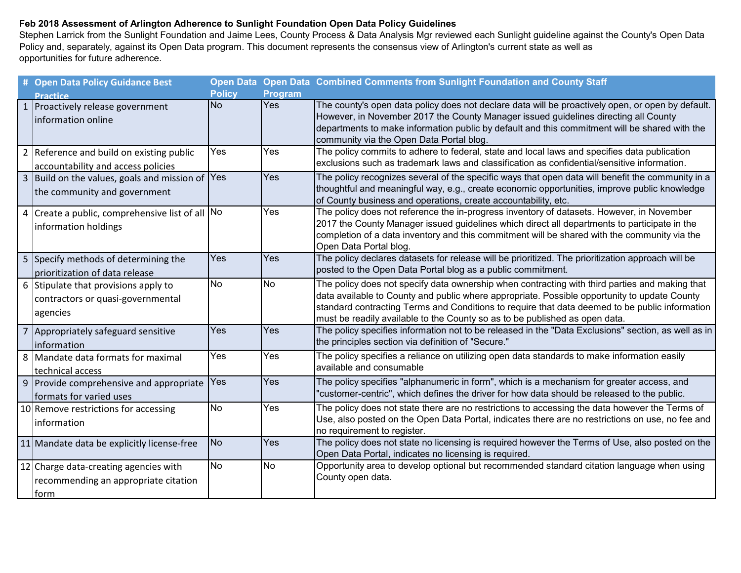**Feb 2018 Assessment of Arlington Adherence to Sunlight Foundation Open Data Policy Guidelines**

Stephen Larrick from the Sunlight Foundation and Jaime Lees, County Process & Data Analysis Mgr reviewed each Sunlight guideline against the County's Open Data Policy and, separately, against its Open Data program. This document represents the consensus view of Arlington's current state as well as opportunities for future adherence.

| # | Open Data Policy Guidance Best Practice | Open Data Policy | Open Data Program | Combined Comments from Sunlight Foundation and County Staff |
|---|---|---|---|---|
| 1 | Proactively release government information online | No | Yes | The county's open data policy does not declare data will be proactively open, or open by default. However, in November 2017 the County Manager issued guidelines directing all County departments to make information public by default and this commitment will be shared with the community via the Open Data Portal blog. |
| 2 | Reference and build on existing public accountability and access policies | Yes | Yes | The policy commits to adhere to federal, state and local laws and specifies data publication exclusions such as trademark laws and classification as confidential/sensitive information. |
| 3 | Build on the values, goals and mission of the community and government | Yes | Yes | The policy recognizes several of the specific ways that open data will benefit the community in a thoughtful and meaningful way, e.g., create economic opportunities, improve public knowledge of County business and operations, create accountability, etc. |
| 4 | Create a public, comprehensive list of all information holdings | No | Yes | The policy does not reference the in-progress inventory of datasets. However, in November 2017 the County Manager issued guidelines which direct all departments to participate in the completion of a data inventory and this commitment will be shared with the community via the Open Data Portal blog. |
| 5 | Specify methods of determining the prioritization of data release | Yes | Yes | The policy declares datasets for release will be prioritized. The prioritization approach will be posted to the Open Data Portal blog as a public commitment. |
| 6 | Stipulate that provisions apply to contractors or quasi-governmental agencies | No | No | The policy does not specify data ownership when contracting with third parties and making that data available to County and public where appropriate. Possible opportunity to update County standard contracting Terms and Conditions to require that data deemed to be public information must be readily available to the County so as to be published as open data. |
| 7 | Appropriately safeguard sensitive information | Yes | Yes | The policy specifies information not to be released in the "Data Exclusions" section, as well as in the principles section via definition of "Secure." |
| 8 | Mandate data formats for maximal technical access | Yes | Yes | The policy specifies a reliance on utilizing open data standards to make information easily available and consumable |
| 9 | Provide comprehensive and appropriate formats for varied uses | Yes | Yes | The policy specifies "alphanumeric in form", which is a mechanism for greater access, and "customer-centric", which defines the driver for how data should be released to the public. |
| 10 | Remove restrictions for accessing information | No | Yes | The policy does not state there are no restrictions to accessing the data however the Terms of Use, also posted on the Open Data Portal, indicates there are no restrictions on use, no fee and no requirement to register. |
| 11 | Mandate data be explicitly license-free | No | Yes | The policy does not state no licensing is required however the Terms of Use, also posted on the Open Data Portal, indicates no licensing is required. |
| 12 | Charge data-creating agencies with recommending an appropriate citation form | No | No | Opportunity area to develop optional but recommended standard citation language when using County open data. |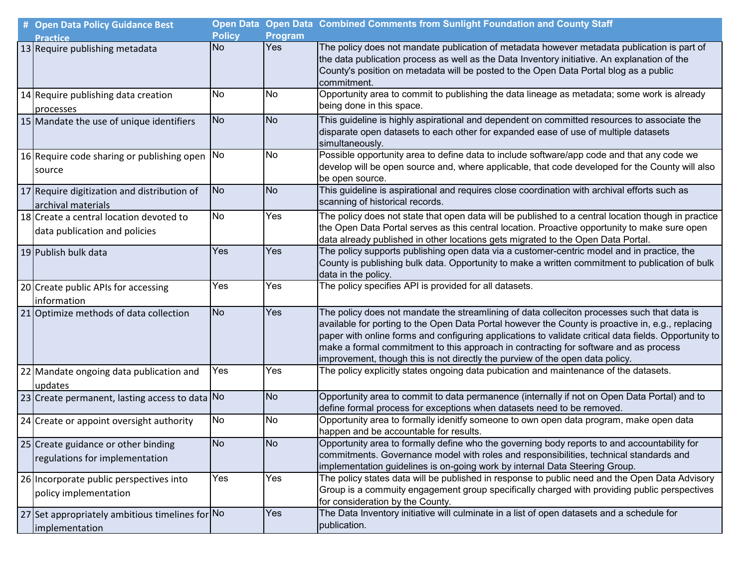| # | Open Data Policy Guidance Best Practice | Open Data Policy | Open Data Program | Combined Comments from Sunlight Foundation and County Staff |
|---|---|---|---|---|
| 13 | Require publishing metadata | No | Yes | The policy does not mandate publication of metadata however metadata publication is part of the data publication process as well as the Data Inventory initiative. An explanation of the County's position on metadata will be posted to the Open Data Portal blog as a public commitment. |
| 14 | Require publishing data creation processes | No | No | Opportunity area to commit to publishing the data lineage as metadata; some work is already being done in this space. |
| 15 | Mandate the use of unique identifiers | No | No | This guideline is highly aspirational and dependent on committed resources to associate the disparate open datasets to each other for expanded ease of use of multiple datasets simultaneously. |
| 16 | Require code sharing or publishing open source | No | No | Possible opportunity area to define data to include software/app code and that any code we develop will be open source and, where applicable, that code developed for the County will also be open source. |
| 17 | Require digitization and distribution of archival materials | No | No | This guideline is aspirational and requires close coordination with archival efforts such as scanning of historical records. |
| 18 | Create a central location devoted to data publication and policies | No | Yes | The policy does not state that open data will be published to a central location though in practice the Open Data Portal serves as this central location. Proactive opportunity to make sure open data already published in other locations gets migrated to the Open Data Portal. |
| 19 | Publish bulk data | Yes | Yes | The policy supports publishing open data via a customer-centric model and in practice, the County is publishing bulk data. Opportunity to make a written commitment to publication of bulk data in the policy. |
| 20 | Create public APIs for accessing information | Yes | Yes | The policy specifies API is provided for all datasets. |
| 21 | Optimize methods of data collection | No | Yes | The policy does not mandate the streamlining of data colleciton processes such that data is available for porting to the Open Data Portal however the County is proactive in, e.g., replacing paper with online forms and configuring applications to validate critical data fields. Opportunity to make a formal commitment to this approach in contracting for software and as process improvement, though this is not directly the purview of the open data policy. |
| 22 | Mandate ongoing data publication and updates | Yes | Yes | The policy explicitly states ongoing data pubication and maintenance of the datasets. |
| 23 | Create permanent, lasting access to data | No | No | Opportunity area to commit to data permanence (internally if not on Open Data Portal) and to define formal process for exceptions when datasets need to be removed. |
| 24 | Create or appoint oversight authority | No | No | Opportunity area to formally idenitfy someone to own open data program, make open data happen and be accountable for results. |
| 25 | Create guidance or other binding regulations for implementation | No | No | Opportunity area to formally define who the governing body reports to and accountability for commitments. Governance model with roles and responsibilities, technical standards and implementation guidelines is on-going work by internal Data Steering Group. |
| 26 | Incorporate public perspectives into policy implementation | Yes | Yes | The policy states data will be published in response to public need and the Open Data Advisory Group is a commuity engagement group specifically charged with providing public perspectives for consideration by the County. |
| 27 | Set appropriately ambitious timelines for implementation | No | Yes | The Data Inventory initiative will culminate in a list of open datasets and a schedule for publication. |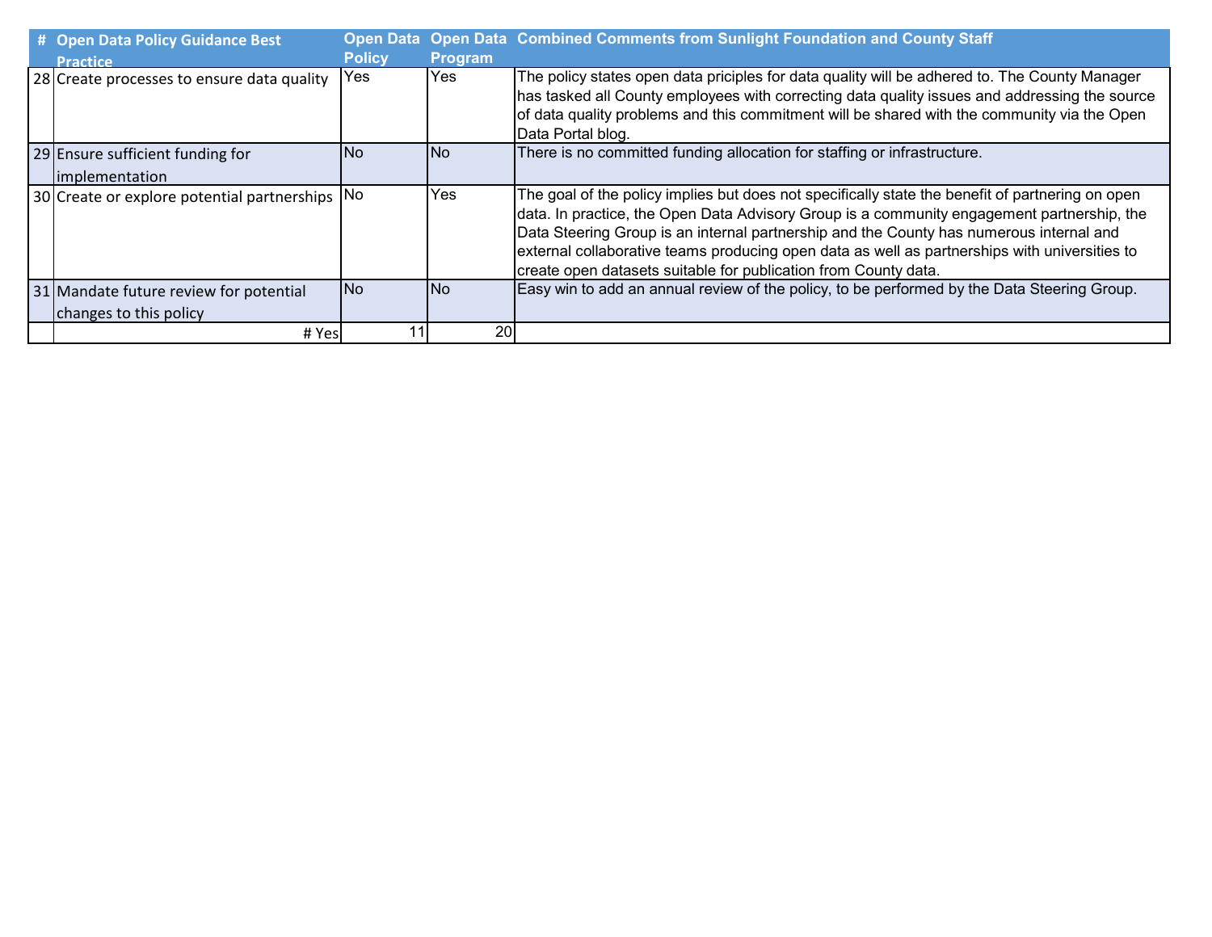| # | Open Data Policy Guidance Best Practice | Open Data Policy | Open Data Program | Combined Comments from Sunlight Foundation and County Staff |
|---|---|---|---|---|
| 28 | Create processes to ensure data quality | Yes | Yes | The policy states open data priciples for data quality will be adhered to. The County Manager has tasked all County employees with correcting data quality issues and addressing the source of data quality problems and this commitment will be shared with the community via the Open Data Portal blog. |
| 29 | Ensure sufficient funding for implementation | No | No | There is no committed funding allocation for staffing or infrastructure. |
| 30 | Create or explore potential partnerships | No | Yes | The goal of the policy implies but does not specifically state the benefit of partnering on open data. In practice, the Open Data Advisory Group is a community engagement partnership, the Data Steering Group is an internal partnership and the County has numerous internal and external collaborative teams producing open data as well as partnerships with universities to create open datasets suitable for publication from County data. |
| 31 | Mandate future review for potential changes to this policy | No | No | Easy win to add an annual review of the policy, to be performed by the Data Steering Group. |
| | # Yes | 11 | 20 | |